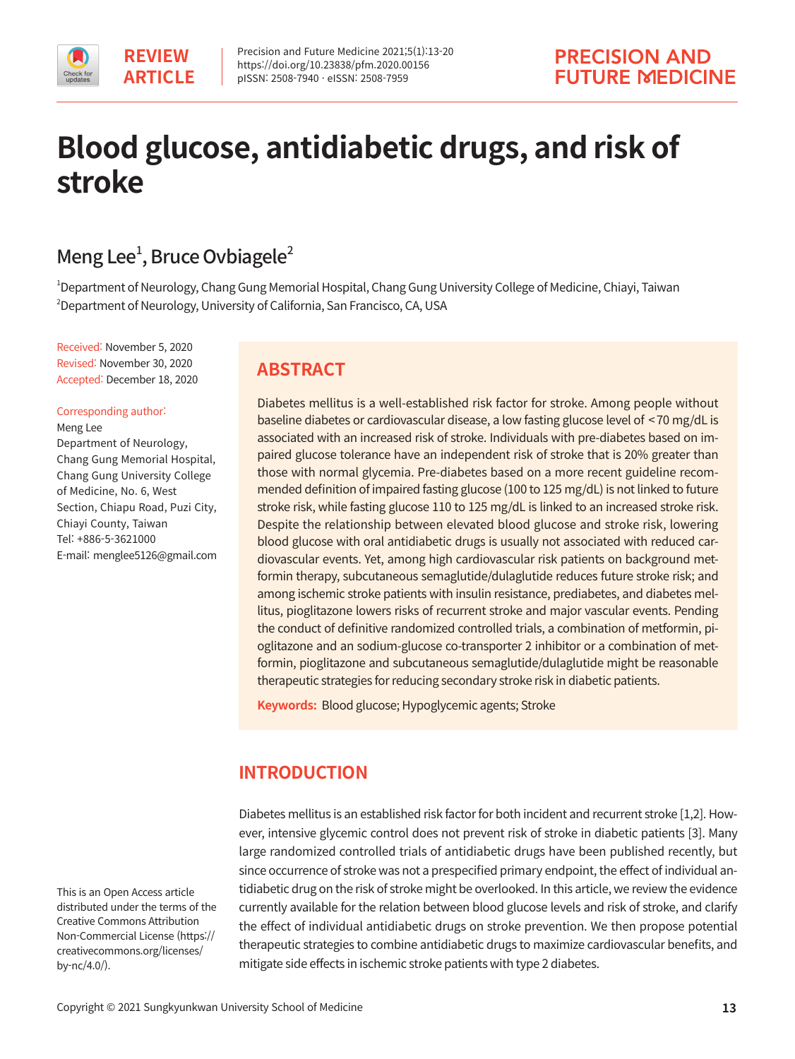REVIEW ARTICLE

# Blood glucose, antidiabetic drugs, and risk of stroke

Meng Lee[1], Bruce Ovbiagele[2]

[1]Department of Neurology, Chang Gung Memorial Hospital, Chang Gung University College of Medicine, Chiayi, Taiwan
[2]Department of Neurology, University of California, San Francisco, CA, USA

Received: November 5, 2020
Revised: November 30, 2020
Accepted: December 18, 2020

Corresponding author:
Meng Lee
Department of Neurology, Chang Gung Memorial Hospital, Chang Gung University College of Medicine, No. 6, West Section, Chiapu Road, Puzi City, Chiayi County, Taiwan
Tel: +886-5-3621000
E-mail: menglee5126@gmail.com

## ABSTRACT

Diabetes mellitus is a well-established risk factor for stroke. Among people without baseline diabetes or cardiovascular disease, a low fasting glucose level of <70 mg/dL is associated with an increased risk of stroke. Individuals with pre-diabetes based on impaired glucose tolerance have an independent risk of stroke that is 20% greater than those with normal glycemia. Pre-diabetes based on a more recent guideline recommended definition of impaired fasting glucose (100 to 125 mg/dL) is not linked to future stroke risk, while fasting glucose 110 to 125 mg/dL is linked to an increased stroke risk. Despite the relationship between elevated blood glucose and stroke risk, lowering blood glucose with oral antidiabetic drugs is usually not associated with reduced cardiovascular events. Yet, among high cardiovascular risk patients on background metformin therapy, subcutaneous semaglutide/dulaglutide reduces future stroke risk; and among ischemic stroke patients with insulin resistance, prediabetes, and diabetes mellitus, pioglitazone lowers risks of recurrent stroke and major vascular events. Pending the conduct of definitive randomized controlled trials, a combination of metformin, pioglitazone and an sodium-glucose co-transporter 2 inhibitor or a combination of metformin, pioglitazone and subcutaneous semaglutide/dulaglutide might be reasonable therapeutic strategies for reducing secondary stroke risk in diabetic patients.

**Keywords:** Blood glucose; Hypoglycemic agents; Stroke

## INTRODUCTION

Diabetes mellitus is an established risk factor for both incident and recurrent stroke [1,2]. However, intensive glycemic control does not prevent risk of stroke in diabetic patients [3]. Many large randomized controlled trials of antidiabetic drugs have been published recently, but since occurrence of stroke was not a prespecified primary endpoint, the effect of individual antidiabetic drug on the risk of stroke might be overlooked. In this article, we review the evidence currently available for the relation between blood glucose levels and risk of stroke, and clarify the effect of individual antidiabetic drugs on stroke prevention. We then propose potential therapeutic strategies to combine antidiabetic drugs to maximize cardiovascular benefits, and mitigate side effects in ischemic stroke patients with type 2 diabetes.

This is an Open Access article distributed under the terms of the Creative Commons Attribution Non-Commercial License (https://creativecommons.org/licenses/by-nc/4.0/).

Copyright © 2021 Sungkyunkwan University School of Medicine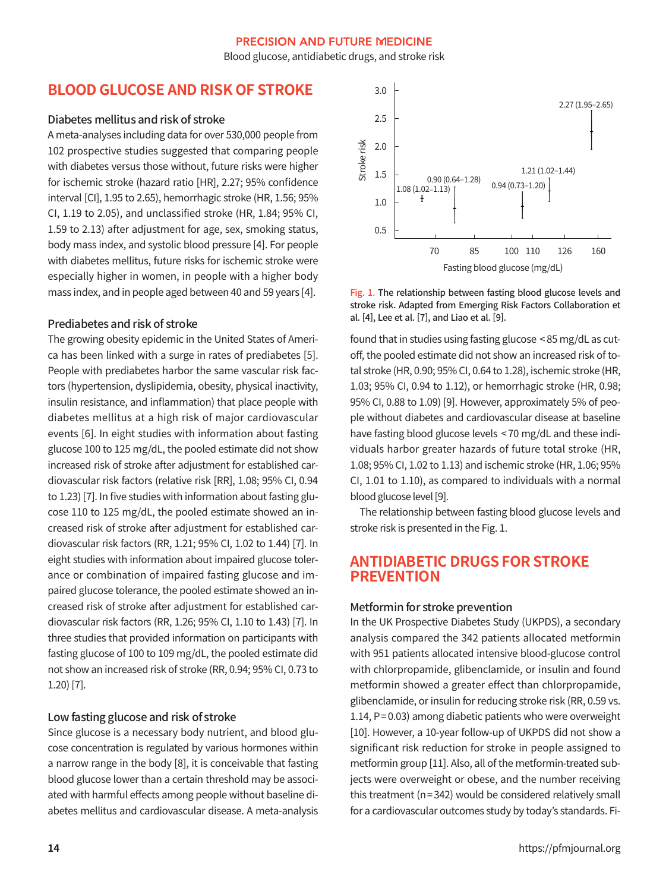# BLOOD GLUCOSE AND RISK OF STROKE

## Diabetes mellitus and risk of stroke

A meta-analyses including data for over 530,000 people from 102 prospective studies suggested that comparing people with diabetes versus those without, future risks were higher for ischemic stroke (hazard ratio [HR], 2.27; 95% confidence interval [CI], 1.95 to 2.65), hemorrhagic stroke (HR, 1.56; 95% CI, 1.19 to 2.05), and unclassified stroke (HR, 1.84; 95% CI, 1.59 to 2.13) after adjustment for age, sex, smoking status, body mass index, and systolic blood pressure [4]. For people with diabetes mellitus, future risks for ischemic stroke were especially higher in women, in people with a higher body mass index, and in people aged between 40 and 59 years [4].

## Prediabetes and risk of stroke

The growing obesity epidemic in the United States of America has been linked with a surge in rates of prediabetes [5]. People with prediabetes harbor the same vascular risk factors (hypertension, dyslipidemia, obesity, physical inactivity, insulin resistance, and inflammation) that place people with diabetes mellitus at a high risk of major cardiovascular events [6]. In eight studies with information about fasting glucose 100 to 125 mg/dL, the pooled estimate did not show increased risk of stroke after adjustment for established cardiovascular risk factors (relative risk [RR], 1.08; 95% CI, 0.94 to 1.23) [7]. In five studies with information about fasting glucose 110 to 125 mg/dL, the pooled estimate showed an increased risk of stroke after adjustment for established cardiovascular risk factors (RR, 1.21; 95% CI, 1.02 to 1.44) [7]. In eight studies with information about impaired glucose tolerance or combination of impaired fasting glucose and impaired glucose tolerance, the pooled estimate showed an increased risk of stroke after adjustment for established cardiovascular risk factors (RR, 1.26; 95% CI, 1.10 to 1.43) [7]. In three studies that provided information on participants with fasting glucose of 100 to 109 mg/dL, the pooled estimate did not show an increased risk of stroke (RR, 0.94; 95% CI, 0.73 to 1.20) [7].

## Low fasting glucose and risk of stroke

Since glucose is a necessary body nutrient, and blood glucose concentration is regulated by various hormones within a narrow range in the body [8], it is conceivable that fasting blood glucose lower than a certain threshold may be associated with harmful effects among people without baseline diabetes mellitus and cardiovascular disease. A meta-analysis found that in studies using fasting glucose <85 mg/dL as cutoff, the pooled estimate did not show an increased risk of total stroke (HR, 0.90; 95% CI, 0.64 to 1.28), ischemic stroke (HR, 1.03; 95% CI, 0.94 to 1.12), or hemorrhagic stroke (HR, 0.98; 95% CI, 0.88 to 1.09) [9]. However, approximately 5% of people without diabetes and cardiovascular disease at baseline have fasting blood glucose levels <70 mg/dL and these individuals harbor greater hazards of future total stroke (HR, 1.08; 95% CI, 1.02 to 1.13) and ischemic stroke (HR, 1.06; 95% CI, 1.01 to 1.10), as compared to individuals with a normal blood glucose level [9].

The relationship between fasting blood glucose levels and stroke risk is presented in the Fig. 1.

Fig. 1. The relationship between fasting blood glucose levels and stroke risk. Adapted from Emerging Risk Factors Collaboration et al. [4], Lee et al. [7], and Liao et al. [9].

# ANTIDIABETIC DRUGS FOR STROKE PREVENTION

## Metformin for stroke prevention

In the UK Prospective Diabetes Study (UKPDS), a secondary analysis compared the 342 patients allocated metformin with 951 patients allocated intensive blood-glucose control with chlorpropamide, glibenclamide, or insulin and found metformin showed a greater effect than chlorpropamide, glibenclamide, or insulin for reducing stroke risk (RR, 0.59 vs. 1.14, P=0.03) among diabetic patients who were overweight [10]. However, a 10-year follow-up of UKPDS did not show a significant risk reduction for stroke in people assigned to metformin group [11]. Also, all of the metformin-treated subjects were overweight or obese, and the number receiving this treatment (n=342) would be considered relatively small for a cardiovascular outcomes study by today's standards. Fi-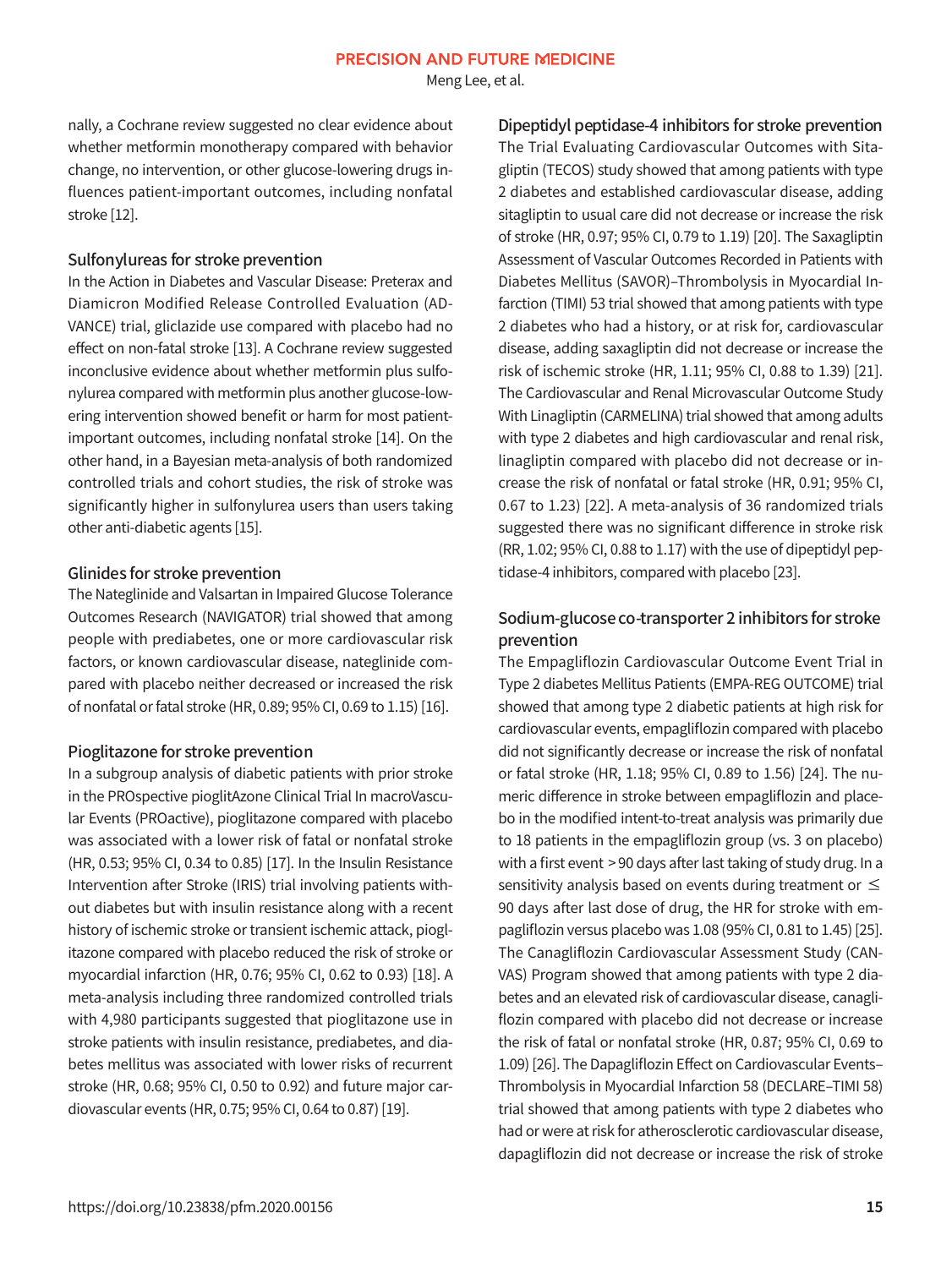nally, a Cochrane review suggested no clear evidence about whether metformin monotherapy compared with behavior change, no intervention, or other glucose-lowering drugs influences patient-important outcomes, including nonfatal stroke [12].

### Sulfonylureas for stroke prevention

In the Action in Diabetes and Vascular Disease: Preterax and Diamicron Modified Release Controlled Evaluation (ADVANCE) trial, gliclazide use compared with placebo had no effect on non-fatal stroke [13]. A Cochrane review suggested inconclusive evidence about whether metformin plus sulfonylurea compared with metformin plus another glucose-lowering intervention showed benefit or harm for most patient-important outcomes, including nonfatal stroke [14]. On the other hand, in a Bayesian meta-analysis of both randomized controlled trials and cohort studies, the risk of stroke was significantly higher in sulfonylurea users than users taking other anti-diabetic agents [15].

### Glinides for stroke prevention

The Nateglinide and Valsartan in Impaired Glucose Tolerance Outcomes Research (NAVIGATOR) trial showed that among people with prediabetes, one or more cardiovascular risk factors, or known cardiovascular disease, nateglinide compared with placebo neither decreased or increased the risk of nonfatal or fatal stroke (HR, 0.89; 95% CI, 0.69 to 1.15) [16].

### Pioglitazone for stroke prevention

In a subgroup analysis of diabetic patients with prior stroke in the PROspective pioglitAzone Clinical Trial In macroVascular Events (PROactive), pioglitazone compared with placebo was associated with a lower risk of fatal or nonfatal stroke (HR, 0.53; 95% CI, 0.34 to 0.85) [17]. In the Insulin Resistance Intervention after Stroke (IRIS) trial involving patients without diabetes but with insulin resistance along with a recent history of ischemic stroke or transient ischemic attack, pioglitazone compared with placebo reduced the risk of stroke or myocardial infarction (HR, 0.76; 95% CI, 0.62 to 0.93) [18]. A meta-analysis including three randomized controlled trials with 4,980 participants suggested that pioglitazone use in stroke patients with insulin resistance, prediabetes, and diabetes mellitus was associated with lower risks of recurrent stroke (HR, 0.68; 95% CI, 0.50 to 0.92) and future major cardiovascular events (HR, 0.75; 95% CI, 0.64 to 0.87) [19].

### Dipeptidyl peptidase-4 inhibitors for stroke prevention

The Trial Evaluating Cardiovascular Outcomes with Sitagliptin (TECOS) study showed that among patients with type 2 diabetes and established cardiovascular disease, adding sitagliptin to usual care did not decrease or increase the risk of stroke (HR, 0.97; 95% CI, 0.79 to 1.19) [20]. The Saxagliptin Assessment of Vascular Outcomes Recorded in Patients with Diabetes Mellitus (SAVOR)–Thrombolysis in Myocardial Infarction (TIMI) 53 trial showed that among patients with type 2 diabetes who had a history, or at risk for, cardiovascular disease, adding saxagliptin did not decrease or increase the risk of ischemic stroke (HR, 1.11; 95% CI, 0.88 to 1.39) [21]. The Cardiovascular and Renal Microvascular Outcome Study With Linagliptin (CARMELINA) trial showed that among adults with type 2 diabetes and high cardiovascular and renal risk, linagliptin compared with placebo did not decrease or increase the risk of nonfatal or fatal stroke (HR, 0.91; 95% CI, 0.67 to 1.23) [22]. A meta-analysis of 36 randomized trials suggested there was no significant difference in stroke risk (RR, 1.02; 95% CI, 0.88 to 1.17) with the use of dipeptidyl peptidase-4 inhibitors, compared with placebo [23].

### Sodium-glucose co-transporter 2 inhibitors for stroke prevention

The Empagliflozin Cardiovascular Outcome Event Trial in Type 2 diabetes Mellitus Patients (EMPA-REG OUTCOME) trial showed that among type 2 diabetic patients at high risk for cardiovascular events, empagliflozin compared with placebo did not significantly decrease or increase the risk of nonfatal or fatal stroke (HR, 1.18; 95% CI, 0.89 to 1.56) [24]. The numeric difference in stroke between empagliflozin and placebo in the modified intent-to-treat analysis was primarily due to 18 patients in the empagliflozin group (vs. 3 on placebo) with a first event >90 days after last taking of study drug. In a sensitivity analysis based on events during treatment or ≤ 90 days after last dose of drug, the HR for stroke with empagliflozin versus placebo was 1.08 (95% CI, 0.81 to 1.45) [25]. The Canagliflozin Cardiovascular Assessment Study (CANVAS) Program showed that among patients with type 2 diabetes and an elevated risk of cardiovascular disease, canagliflozin compared with placebo did not decrease or increase the risk of fatal or nonfatal stroke (HR, 0.87; 95% CI, 0.69 to 1.09) [26]. The Dapagliflozin Effect on Cardiovascular Events–Thrombolysis in Myocardial Infarction 58 (DECLARE–TIMI 58) trial showed that among patients with type 2 diabetes who had or were at risk for atherosclerotic cardiovascular disease, dapagliflozin did not decrease or increase the risk of stroke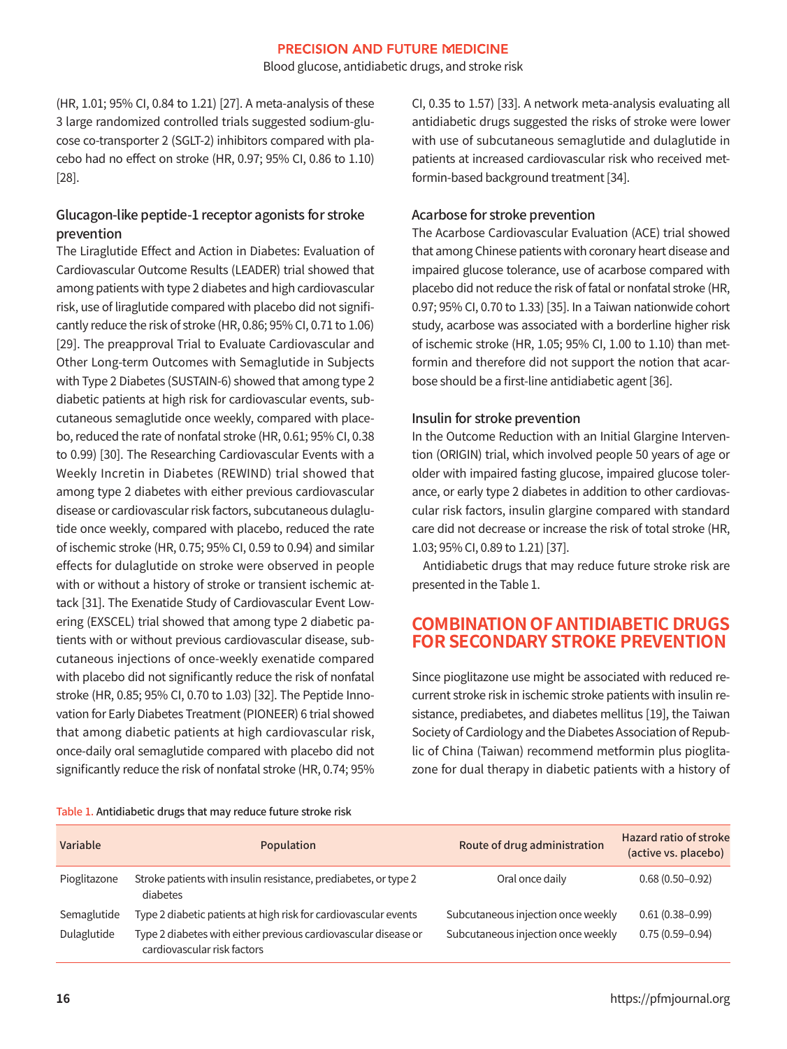(HR, 1.01; 95% CI, 0.84 to 1.21) [27]. A meta-analysis of these 3 large randomized controlled trials suggested sodium-glucose co-transporter 2 (SGLT-2) inhibitors compared with placebo had no effect on stroke (HR, 0.97; 95% CI, 0.86 to 1.10) [28].

### Glucagon-like peptide-1 receptor agonists for stroke prevention

The Liraglutide Effect and Action in Diabetes: Evaluation of Cardiovascular Outcome Results (LEADER) trial showed that among patients with type 2 diabetes and high cardiovascular risk, use of liraglutide compared with placebo did not significantly reduce the risk of stroke (HR, 0.86; 95% CI, 0.71 to 1.06) [29]. The preapproval Trial to Evaluate Cardiovascular and Other Long-term Outcomes with Semaglutide in Subjects with Type 2 Diabetes (SUSTAIN-6) showed that among type 2 diabetic patients at high risk for cardiovascular events, subcutaneous semaglutide once weekly, compared with placebo, reduced the rate of nonfatal stroke (HR, 0.61; 95% CI, 0.38 to 0.99) [30]. The Researching Cardiovascular Events with a Weekly Incretin in Diabetes (REWIND) trial showed that among type 2 diabetes with either previous cardiovascular disease or cardiovascular risk factors, subcutaneous dulaglutide once weekly, compared with placebo, reduced the rate of ischemic stroke (HR, 0.75; 95% CI, 0.59 to 0.94) and similar effects for dulaglutide on stroke were observed in people with or without a history of stroke or transient ischemic attack [31]. The Exenatide Study of Cardiovascular Event Lowering (EXSCEL) trial showed that among type 2 diabetic patients with or without previous cardiovascular disease, subcutaneous injections of once-weekly exenatide compared with placebo did not significantly reduce the risk of nonfatal stroke (HR, 0.85; 95% CI, 0.70 to 1.03) [32]. The Peptide Innovation for Early Diabetes Treatment (PIONEER) 6 trial showed that among diabetic patients at high cardiovascular risk, once-daily oral semaglutide compared with placebo did not significantly reduce the risk of nonfatal stroke (HR, 0.74; 95% CI, 0.35 to 1.57) [33]. A network meta-analysis evaluating all antidiabetic drugs suggested the risks of stroke were lower with use of subcutaneous semaglutide and dulaglutide in patients at increased cardiovascular risk who received metformin-based background treatment [34].

### Acarbose for stroke prevention

The Acarbose Cardiovascular Evaluation (ACE) trial showed that among Chinese patients with coronary heart disease and impaired glucose tolerance, use of acarbose compared with placebo did not reduce the risk of fatal or nonfatal stroke (HR, 0.97; 95% CI, 0.70 to 1.33) [35]. In a Taiwan nationwide cohort study, acarbose was associated with a borderline higher risk of ischemic stroke (HR, 1.05; 95% CI, 1.00 to 1.10) than metformin and therefore did not support the notion that acarbose should be a first-line antidiabetic agent [36].

### Insulin for stroke prevention

In the Outcome Reduction with an Initial Glargine Intervention (ORIGIN) trial, which involved people 50 years of age or older with impaired fasting glucose, impaired glucose tolerance, or early type 2 diabetes in addition to other cardiovascular risk factors, insulin glargine compared with standard care did not decrease or increase the risk of total stroke (HR, 1.03; 95% CI, 0.89 to 1.21) [37].

Antidiabetic drugs that may reduce future stroke risk are presented in the Table 1.

## COMBINATION OF ANTIDIABETIC DRUGS FOR SECONDARY STROKE PREVENTION

Since pioglitazone use might be associated with reduced recurrent stroke risk in ischemic stroke patients with insulin resistance, prediabetes, and diabetes mellitus [19], the Taiwan Society of Cardiology and the Diabetes Association of Republic of China (Taiwan) recommend metformin plus pioglitazone for dual therapy in diabetic patients with a history of

Table 1. Antidiabetic drugs that may reduce future stroke risk

| Variable | Population | Route of drug administration | Hazard ratio of stroke (active vs. placebo) |
|---|---|---|---|
| Pioglitazone | Stroke patients with insulin resistance, prediabetes, or type 2 diabetes | Oral once daily | 0.68 (0.50–0.92) |
| Semaglutide | Type 2 diabetic patients at high risk for cardiovascular events | Subcutaneous injection once weekly | 0.61 (0.38–0.99) |
| Dulaglutide | Type 2 diabetes with either previous cardiovascular disease or cardiovascular risk factors | Subcutaneous injection once weekly | 0.75 (0.59–0.94) |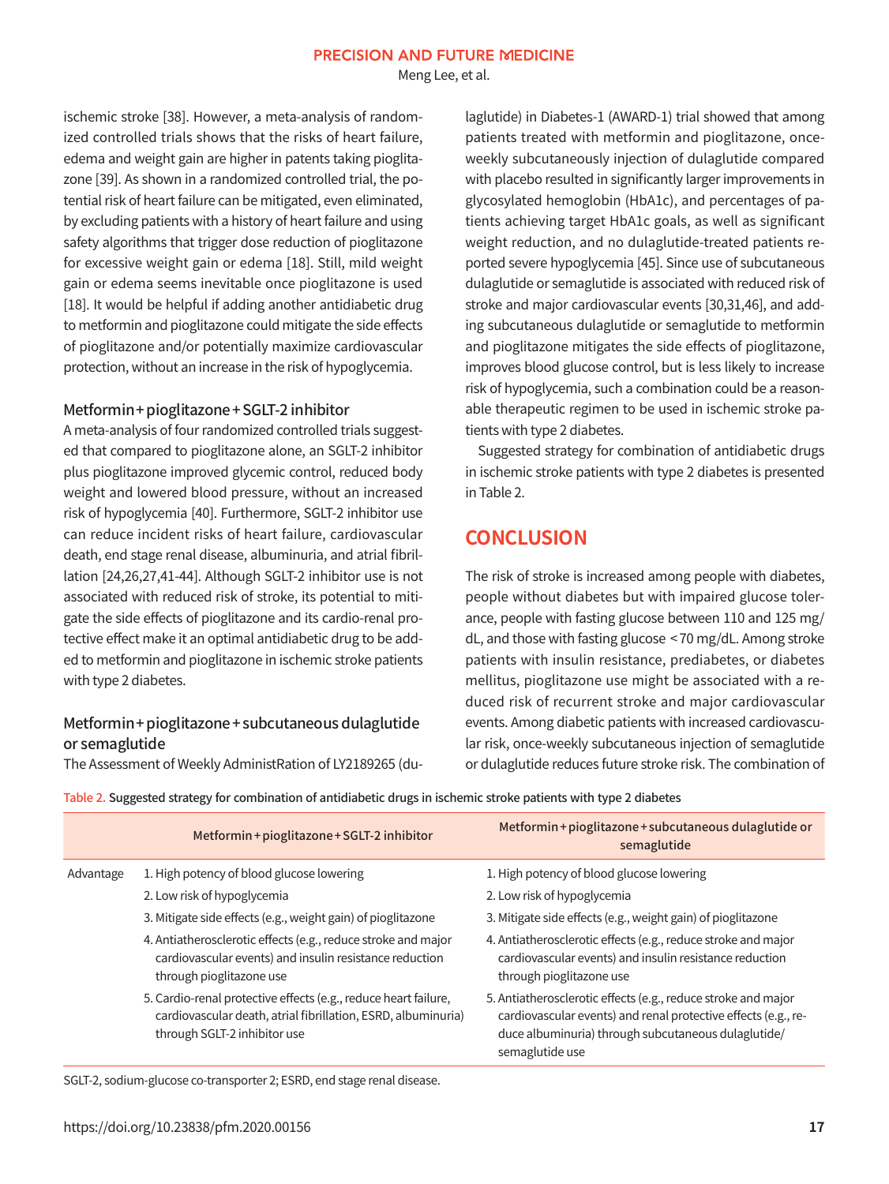ischemic stroke [38]. However, a meta-analysis of randomized controlled trials shows that the risks of heart failure, edema and weight gain are higher in patents taking pioglitazone [39]. As shown in a randomized controlled trial, the potential risk of heart failure can be mitigated, even eliminated, by excluding patients with a history of heart failure and using safety algorithms that trigger dose reduction of pioglitazone for excessive weight gain or edema [18]. Still, mild weight gain or edema seems inevitable once pioglitazone is used [18]. It would be helpful if adding another antidiabetic drug to metformin and pioglitazone could mitigate the side effects of pioglitazone and/or potentially maximize cardiovascular protection, without an increase in the risk of hypoglycemia.

### Metformin + pioglitazone + SGLT-2 inhibitor

A meta-analysis of four randomized controlled trials suggested that compared to pioglitazone alone, an SGLT-2 inhibitor plus pioglitazone improved glycemic control, reduced body weight and lowered blood pressure, without an increased risk of hypoglycemia [40]. Furthermore, SGLT-2 inhibitor use can reduce incident risks of heart failure, cardiovascular death, end stage renal disease, albuminuria, and atrial fibrillation [24,26,27,41-44]. Although SGLT-2 inhibitor use is not associated with reduced risk of stroke, its potential to mitigate the side effects of pioglitazone and its cardio-renal protective effect make it an optimal antidiabetic drug to be added to metformin and pioglitazone in ischemic stroke patients with type 2 diabetes.

### Metformin + pioglitazone + subcutaneous dulaglutide or semaglutide

The Assessment of Weekly AdministRation of LY2189265 (dulaglutide) in Diabetes-1 (AWARD-1) trial showed that among patients treated with metformin and pioglitazone, once-weekly subcutaneously injection of dulaglutide compared with placebo resulted in significantly larger improvements in glycosylated hemoglobin (HbA1c), and percentages of patients achieving target HbA1c goals, as well as significant weight reduction, and no dulaglutide-treated patients reported severe hypoglycemia [45]. Since use of subcutaneous dulaglutide or semaglutide is associated with reduced risk of stroke and major cardiovascular events [30,31,46], and adding subcutaneous dulaglutide or semaglutide to metformin and pioglitazone mitigates the side effects of pioglitazone, improves blood glucose control, but is less likely to increase risk of hypoglycemia, such a combination could be a reasonable therapeutic regimen to be used in ischemic stroke patients with type 2 diabetes.

Suggested strategy for combination of antidiabetic drugs in ischemic stroke patients with type 2 diabetes is presented in Table 2.

## CONCLUSION

The risk of stroke is increased among people with diabetes, people without diabetes but with impaired glucose tolerance, people with fasting glucose between 110 and 125 mg/dL, and those with fasting glucose <70 mg/dL. Among stroke patients with insulin resistance, prediabetes, or diabetes mellitus, pioglitazone use might be associated with a reduced risk of recurrent stroke and major cardiovascular events. Among diabetic patients with increased cardiovascular risk, once-weekly subcutaneous injection of semaglutide or dulaglutide reduces future stroke risk. The combination of

Table 2. Suggested strategy for combination of antidiabetic drugs in ischemic stroke patients with type 2 diabetes

| | Metformin + pioglitazone + SGLT-2 inhibitor | Metformin + pioglitazone + subcutaneous dulaglutide or semaglutide |
|---|---|---|
| Advantage | 1. High potency of blood glucose lowering | 1. High potency of blood glucose lowering |
| | 2. Low risk of hypoglycemia | 2. Low risk of hypoglycemia |
| | 3. Mitigate side effects (e.g., weight gain) of pioglitazone | 3. Mitigate side effects (e.g., weight gain) of pioglitazone |
| | 4. Antiatherosclerotic effects (e.g., reduce stroke and major cardiovascular events) and insulin resistance reduction through pioglitazone use | 4. Antiatherosclerotic effects (e.g., reduce stroke and major cardiovascular events) and insulin resistance reduction through pioglitazone use |
| | 5. Cardio-renal protective effects (e.g., reduce heart failure, cardiovascular death, atrial fibrillation, ESRD, albuminuria) through SGLT-2 inhibitor use | 5. Antiatherosclerotic effects (e.g., reduce stroke and major cardiovascular events) and renal protective effects (e.g., reduce albuminuria) through subcutaneous dulaglutide/semaglutide use |

SGLT-2, sodium-glucose co-transporter 2; ESRD, end stage renal disease.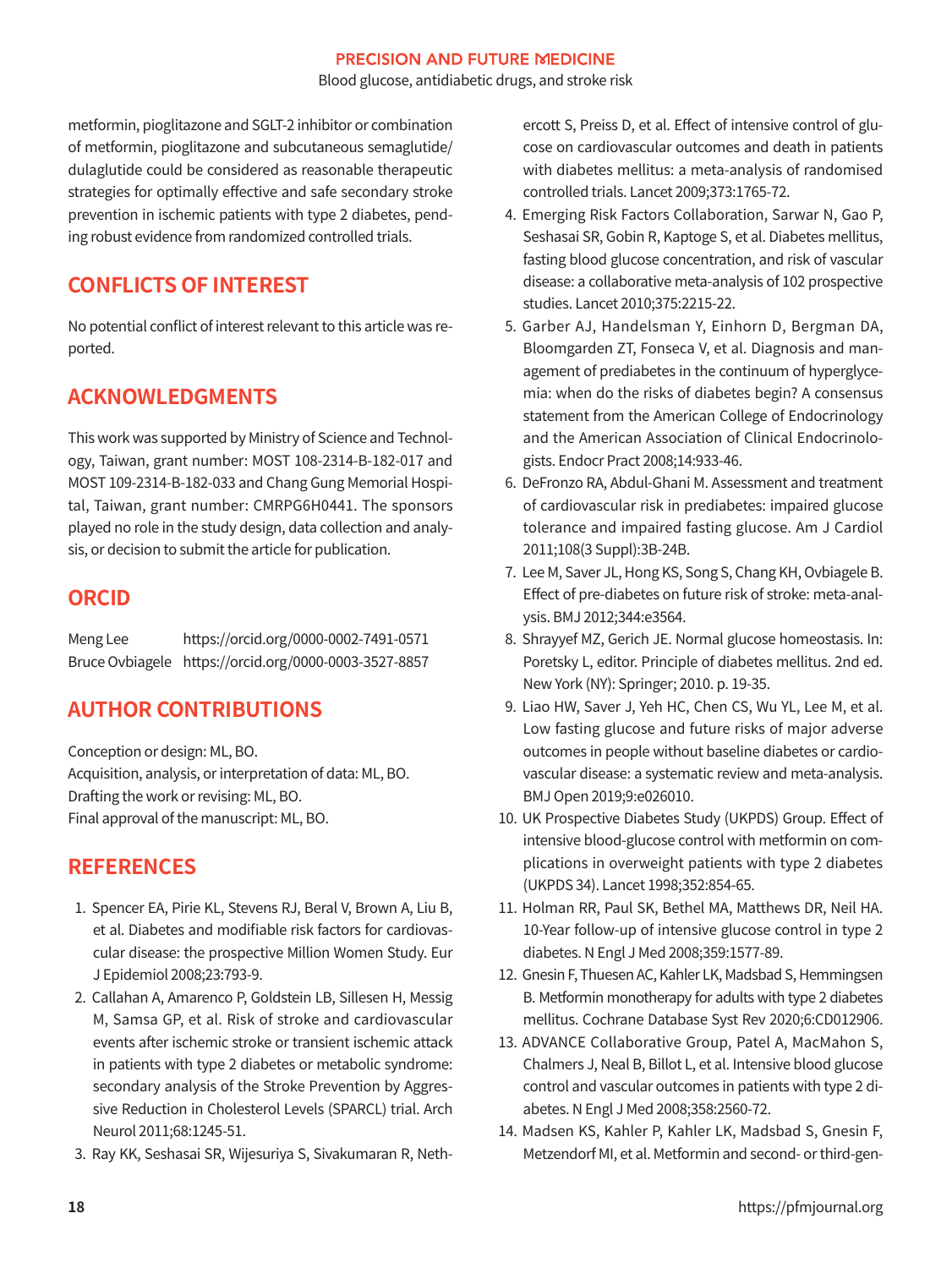metformin, pioglitazone and SGLT-2 inhibitor or combination of metformin, pioglitazone and subcutaneous semaglutide/dulaglutide could be considered as reasonable therapeutic strategies for optimally effective and safe secondary stroke prevention in ischemic patients with type 2 diabetes, pending robust evidence from randomized controlled trials.

## CONFLICTS OF INTEREST

No potential conflict of interest relevant to this article was reported.

## ACKNOWLEDGMENTS

This work was supported by Ministry of Science and Technology, Taiwan, grant number: MOST 108-2314-B-182-017 and MOST 109-2314-B-182-033 and Chang Gung Memorial Hospital, Taiwan, grant number: CMRPG6H0441. The sponsors played no role in the study design, data collection and analysis, or decision to submit the article for publication.

## ORCID

Meng Lee https://orcid.org/0000-0002-7491-0571
Bruce Ovbiagele https://orcid.org/0000-0003-3527-8857

## AUTHOR CONTRIBUTIONS

Conception or design: ML, BO.
Acquisition, analysis, or interpretation of data: ML, BO.
Drafting the work or revising: ML, BO.
Final approval of the manuscript: ML, BO.

## REFERENCES

1. Spencer EA, Pirie KL, Stevens RJ, Beral V, Brown A, Liu B, et al. Diabetes and modifiable risk factors for cardiovascular disease: the prospective Million Women Study. Eur J Epidemiol 2008;23:793-9.
2. Callahan A, Amarenco P, Goldstein LB, Sillesen H, Messig M, Samsa GP, et al. Risk of stroke and cardiovascular events after ischemic stroke or transient ischemic attack in patients with type 2 diabetes or metabolic syndrome: secondary analysis of the Stroke Prevention by Aggressive Reduction in Cholesterol Levels (SPARCL) trial. Arch Neurol 2011;68:1245-51.
3. Ray KK, Seshasai SR, Wijesuriya S, Sivakumaran R, Nethercott S, Preiss D, et al. Effect of intensive control of glucose on cardiovascular outcomes and death in patients with diabetes mellitus: a meta-analysis of randomised controlled trials. Lancet 2009;373:1765-72.
4. Emerging Risk Factors Collaboration, Sarwar N, Gao P, Seshasai SR, Gobin R, Kaptoge S, et al. Diabetes mellitus, fasting blood glucose concentration, and risk of vascular disease: a collaborative meta-analysis of 102 prospective studies. Lancet 2010;375:2215-22.
5. Garber AJ, Handelsman Y, Einhorn D, Bergman DA, Bloomgarden ZT, Fonseca V, et al. Diagnosis and management of prediabetes in the continuum of hyperglycemia: when do the risks of diabetes begin? A consensus statement from the American College of Endocrinology and the American Association of Clinical Endocrinologists. Endocr Pract 2008;14:933-46.
6. DeFronzo RA, Abdul-Ghani M. Assessment and treatment of cardiovascular risk in prediabetes: impaired glucose tolerance and impaired fasting glucose. Am J Cardiol 2011;108(3 Suppl):3B-24B.
7. Lee M, Saver JL, Hong KS, Song S, Chang KH, Ovbiagele B. Effect of pre-diabetes on future risk of stroke: meta-analysis. BMJ 2012;344:e3564.
8. Shrayyef MZ, Gerich JE. Normal glucose homeostasis. In: Poretsky L, editor. Principle of diabetes mellitus. 2nd ed. New York (NY): Springer; 2010. p. 19-35.
9. Liao HW, Saver J, Yeh HC, Chen CS, Wu YL, Lee M, et al. Low fasting glucose and future risks of major adverse outcomes in people without baseline diabetes or cardiovascular disease: a systematic review and meta-analysis. BMJ Open 2019;9:e026010.
10. UK Prospective Diabetes Study (UKPDS) Group. Effect of intensive blood-glucose control with metformin on complications in overweight patients with type 2 diabetes (UKPDS 34). Lancet 1998;352:854-65.
11. Holman RR, Paul SK, Bethel MA, Matthews DR, Neil HA. 10-Year follow-up of intensive glucose control in type 2 diabetes. N Engl J Med 2008;359:1577-89.
12. Gnesin F, Thuesen AC, Kahler LK, Madsbad S, Hemmingsen B. Metformin monotherapy for adults with type 2 diabetes mellitus. Cochrane Database Syst Rev 2020;6:CD012906.
13. ADVANCE Collaborative Group, Patel A, MacMahon S, Chalmers J, Neal B, Billot L, et al. Intensive blood glucose control and vascular outcomes in patients with type 2 diabetes. N Engl J Med 2008;358:2560-72.
14. Madsen KS, Kahler P, Kahler LK, Madsbad S, Gnesin F, Metzendorf MI, et al. Metformin and second- or third-gen-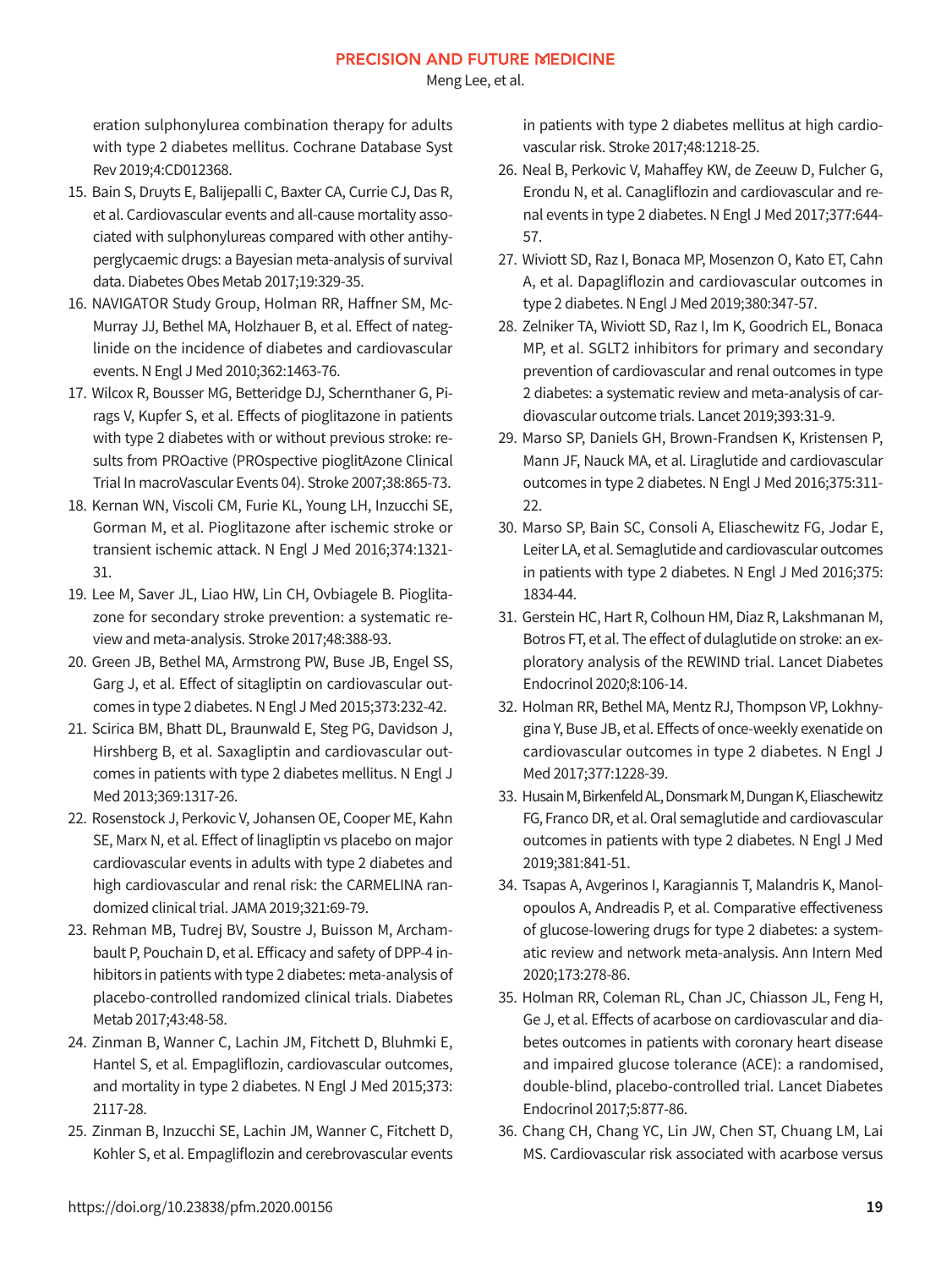eration sulphonylurea combination therapy for adults with type 2 diabetes mellitus. Cochrane Database Syst Rev 2019;4:CD012368.

15. Bain S, Druyts E, Balijepalli C, Baxter CA, Currie CJ, Das R, et al. Cardiovascular events and all-cause mortality associated with sulphonylureas compared with other antihyperglycaemic drugs: a Bayesian meta-analysis of survival data. Diabetes Obes Metab 2017;19:329-35.
16. NAVIGATOR Study Group, Holman RR, Haffner SM, McMurray JJ, Bethel MA, Holzhauer B, et al. Effect of nateglinide on the incidence of diabetes and cardiovascular events. N Engl J Med 2010;362:1463-76.
17. Wilcox R, Bousser MG, Betteridge DJ, Schernthaner G, Pirags V, Kupfer S, et al. Effects of pioglitazone in patients with type 2 diabetes with or without previous stroke: results from PROactive (PROspective pioglitAzone Clinical Trial In macroVascular Events 04). Stroke 2007;38:865-73.
18. Kernan WN, Viscoli CM, Furie KL, Young LH, Inzucchi SE, Gorman M, et al. Pioglitazone after ischemic stroke or transient ischemic attack. N Engl J Med 2016;374:1321-31.
19. Lee M, Saver JL, Liao HW, Lin CH, Ovbiagele B. Pioglitazone for secondary stroke prevention: a systematic review and meta-analysis. Stroke 2017;48:388-93.
20. Green JB, Bethel MA, Armstrong PW, Buse JB, Engel SS, Garg J, et al. Effect of sitagliptin on cardiovascular outcomes in type 2 diabetes. N Engl J Med 2015;373:232-42.
21. Scirica BM, Bhatt DL, Braunwald E, Steg PG, Davidson J, Hirshberg B, et al. Saxagliptin and cardiovascular outcomes in patients with type 2 diabetes mellitus. N Engl J Med 2013;369:1317-26.
22. Rosenstock J, Perkovic V, Johansen OE, Cooper ME, Kahn SE, Marx N, et al. Effect of linagliptin vs placebo on major cardiovascular events in adults with type 2 diabetes and high cardiovascular and renal risk: the CARMELINA randomized clinical trial. JAMA 2019;321:69-79.
23. Rehman MB, Tudrej BV, Soustre J, Buisson M, Archambault P, Pouchain D, et al. Efficacy and safety of DPP-4 inhibitors in patients with type 2 diabetes: meta-analysis of placebo-controlled randomized clinical trials. Diabetes Metab 2017;43:48-58.
24. Zinman B, Wanner C, Lachin JM, Fitchett D, Bluhmki E, Hantel S, et al. Empagliflozin, cardiovascular outcomes, and mortality in type 2 diabetes. N Engl J Med 2015;373:2117-28.
25. Zinman B, Inzucchi SE, Lachin JM, Wanner C, Fitchett D, Kohler S, et al. Empagliflozin and cerebrovascular events in patients with type 2 diabetes mellitus at high cardiovascular risk. Stroke 2017;48:1218-25.
26. Neal B, Perkovic V, Mahaffey KW, de Zeeuw D, Fulcher G, Erondu N, et al. Canagliflozin and cardiovascular and renal events in type 2 diabetes. N Engl J Med 2017;377:644-57.
27. Wiviott SD, Raz I, Bonaca MP, Mosenzon O, Kato ET, Cahn A, et al. Dapagliflozin and cardiovascular outcomes in type 2 diabetes. N Engl J Med 2019;380:347-57.
28. Zelniker TA, Wiviott SD, Raz I, Im K, Goodrich EL, Bonaca MP, et al. SGLT2 inhibitors for primary and secondary prevention of cardiovascular and renal outcomes in type 2 diabetes: a systematic review and meta-analysis of cardiovascular outcome trials. Lancet 2019;393:31-9.
29. Marso SP, Daniels GH, Brown-Frandsen K, Kristensen P, Mann JF, Nauck MA, et al. Liraglutide and cardiovascular outcomes in type 2 diabetes. N Engl J Med 2016;375:311-22.
30. Marso SP, Bain SC, Consoli A, Eliaschewitz FG, Jodar E, Leiter LA, et al. Semaglutide and cardiovascular outcomes in patients with type 2 diabetes. N Engl J Med 2016;375:1834-44.
31. Gerstein HC, Hart R, Colhoun HM, Diaz R, Lakshmanan M, Botros FT, et al. The effect of dulaglutide on stroke: an exploratory analysis of the REWIND trial. Lancet Diabetes Endocrinol 2020;8:106-14.
32. Holman RR, Bethel MA, Mentz RJ, Thompson VP, Lokhnygina Y, Buse JB, et al. Effects of once-weekly exenatide on cardiovascular outcomes in type 2 diabetes. N Engl J Med 2017;377:1228-39.
33. Husain M, Birkenfeld AL, Donsmark M, Dungan K, Eliaschewitz FG, Franco DR, et al. Oral semaglutide and cardiovascular outcomes in patients with type 2 diabetes. N Engl J Med 2019;381:841-51.
34. Tsapas A, Avgerinos I, Karagiannis T, Malandris K, Manolopoulos A, Andreadis P, et al. Comparative effectiveness of glucose-lowering drugs for type 2 diabetes: a systematic review and network meta-analysis. Ann Intern Med 2020;173:278-86.
35. Holman RR, Coleman RL, Chan JC, Chiasson JL, Feng H, Ge J, et al. Effects of acarbose on cardiovascular and diabetes outcomes in patients with coronary heart disease and impaired glucose tolerance (ACE): a randomised, double-blind, placebo-controlled trial. Lancet Diabetes Endocrinol 2017;5:877-86.
36. Chang CH, Chang YC, Lin JW, Chen ST, Chuang LM, Lai MS. Cardiovascular risk associated with acarbose versus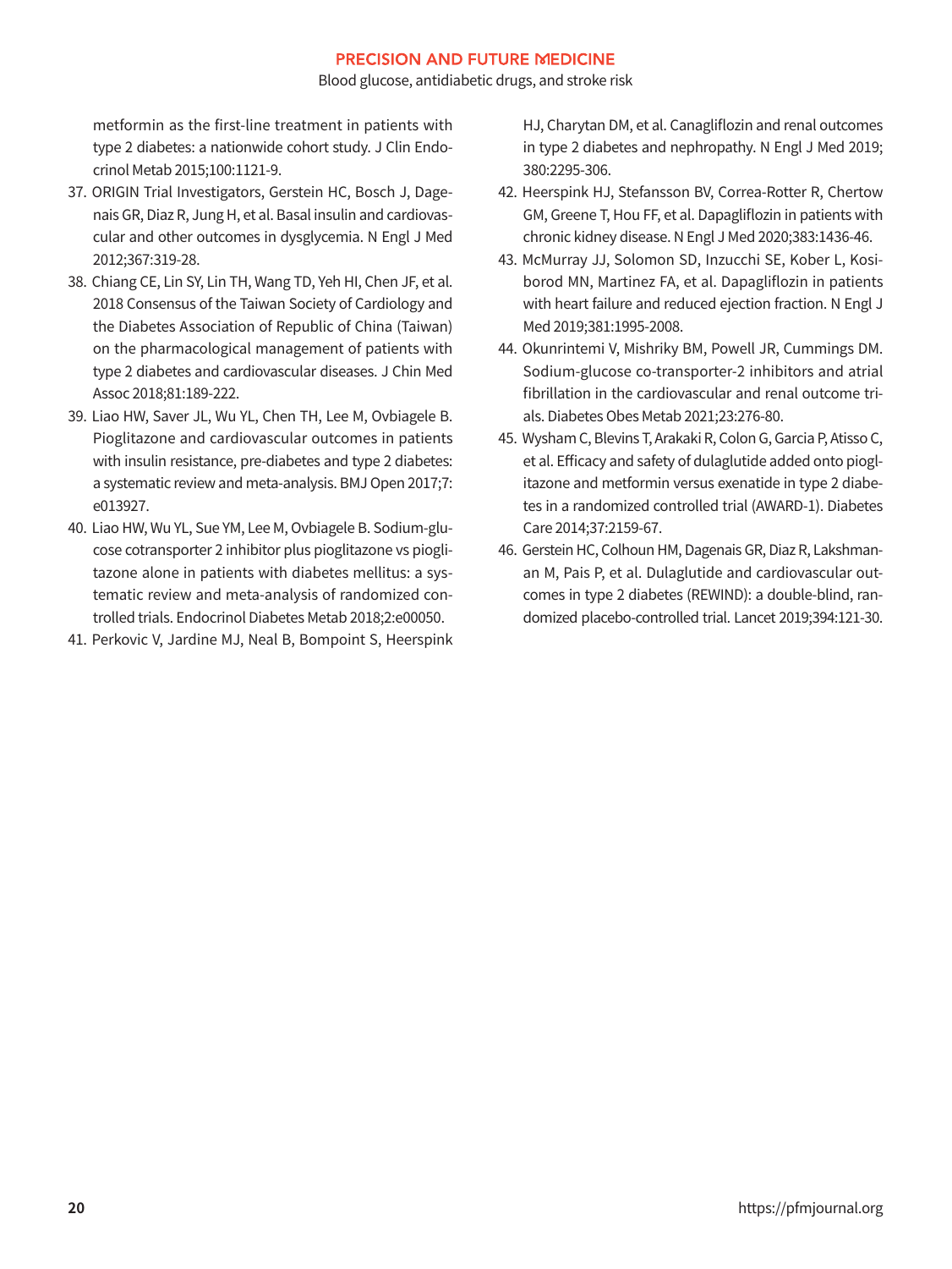metformin as the first-line treatment in patients with type 2 diabetes: a nationwide cohort study. J Clin Endocrinol Metab 2015;100:1121-9.

37. ORIGIN Trial Investigators, Gerstein HC, Bosch J, Dagenais GR, Diaz R, Jung H, et al. Basal insulin and cardiovascular and other outcomes in dysglycemia. N Engl J Med 2012;367:319-28.
38. Chiang CE, Lin SY, Lin TH, Wang TD, Yeh HI, Chen JF, et al. 2018 Consensus of the Taiwan Society of Cardiology and the Diabetes Association of Republic of China (Taiwan) on the pharmacological management of patients with type 2 diabetes and cardiovascular diseases. J Chin Med Assoc 2018;81:189-222.
39. Liao HW, Saver JL, Wu YL, Chen TH, Lee M, Ovbiagele B. Pioglitazone and cardiovascular outcomes in patients with insulin resistance, pre-diabetes and type 2 diabetes: a systematic review and meta-analysis. BMJ Open 2017;7:e013927.
40. Liao HW, Wu YL, Sue YM, Lee M, Ovbiagele B. Sodium-glucose cotransporter 2 inhibitor plus pioglitazone vs pioglitazone alone in patients with diabetes mellitus: a systematic review and meta-analysis of randomized controlled trials. Endocrinol Diabetes Metab 2018;2:e00050.
41. Perkovic V, Jardine MJ, Neal B, Bompoint S, Heerspink HJ, Charytan DM, et al. Canagliflozin and renal outcomes in type 2 diabetes and nephropathy. N Engl J Med 2019;380:2295-306.
42. Heerspink HJ, Stefansson BV, Correa-Rotter R, Chertow GM, Greene T, Hou FF, et al. Dapagliflozin in patients with chronic kidney disease. N Engl J Med 2020;383:1436-46.
43. McMurray JJ, Solomon SD, Inzucchi SE, Kober L, Kosiborod MN, Martinez FA, et al. Dapagliflozin in patients with heart failure and reduced ejection fraction. N Engl J Med 2019;381:1995-2008.
44. Okunrintemi V, Mishriky BM, Powell JR, Cummings DM. Sodium-glucose co-transporter-2 inhibitors and atrial fibrillation in the cardiovascular and renal outcome trials. Diabetes Obes Metab 2021;23:276-80.
45. Wysham C, Blevins T, Arakaki R, Colon G, Garcia P, Atisso C, et al. Efficacy and safety of dulaglutide added onto pioglitazone and metformin versus exenatide in type 2 diabetes in a randomized controlled trial (AWARD-1). Diabetes Care 2014;37:2159-67.
46. Gerstein HC, Colhoun HM, Dagenais GR, Diaz R, Lakshmanan M, Pais P, et al. Dulaglutide and cardiovascular outcomes in type 2 diabetes (REWIND): a double-blind, randomized placebo-controlled trial. Lancet 2019;394:121-30.